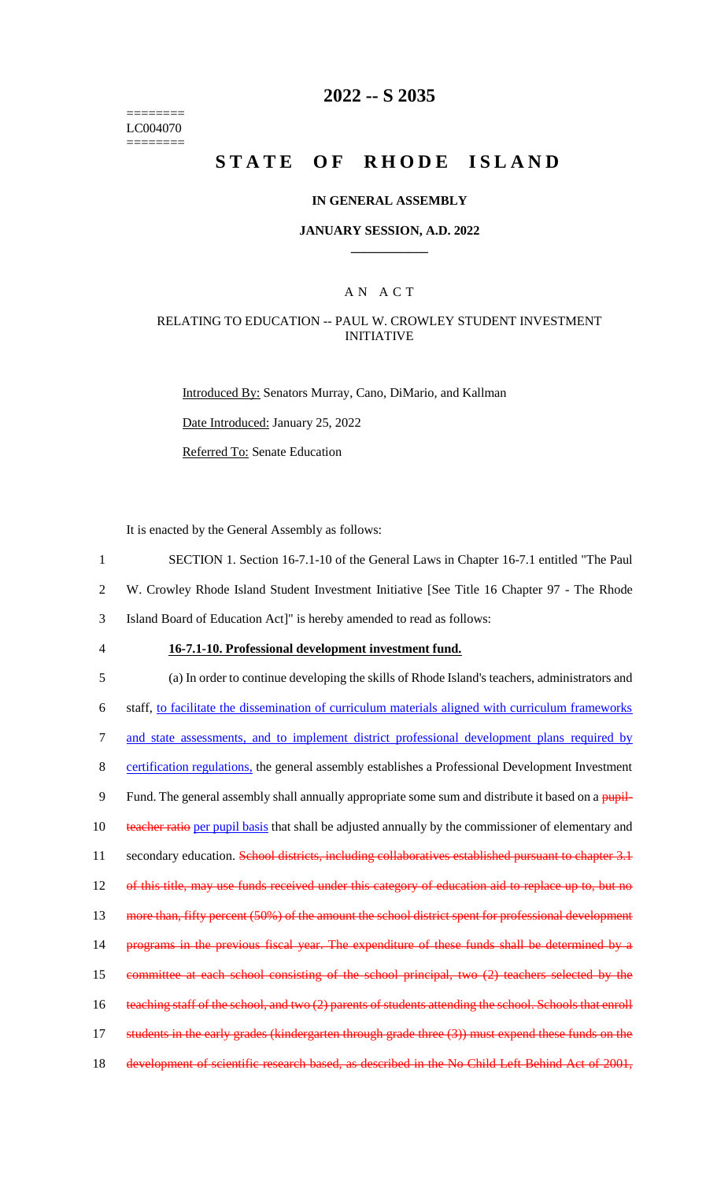========
LC004070
========

# 2022 -- S 2035

# STATE OF RHODE ISLAND

## IN GENERAL ASSEMBLY

### JANUARY SESSION, A.D. 2022

### A N A C T

### RELATING TO EDUCATION -- PAUL W. CROWLEY STUDENT INVESTMENT INITIATIVE

Introduced By: Senators Murray, Cano, DiMario, and Kallman

Date Introduced: January 25, 2022

Referred To: Senate Education

It is enacted by the General Assembly as follows:

1 SECTION 1. Section 16-7.1-10 of the General Laws in Chapter 16-7.1 entitled "The Paul
2 W. Crowley Rhode Island Student Investment Initiative [See Title 16 Chapter 97 - The Rhode
3 Island Board of Education Act]" is hereby amended to read as follows:

4 **16-7.1-10. Professional development investment fund.**

5 (a) In order to continue developing the skills of Rhode Island's teachers, administrators and
6 staff, to facilitate the dissemination of curriculum materials aligned with curriculum frameworks
7 and state assessments, and to implement district professional development plans required by
8 certification regulations, the general assembly establishes a Professional Development Investment
9 Fund. The general assembly shall annually appropriate some sum and distribute it based on a pupil-
10 teacher ratio per pupil basis that shall be adjusted annually by the commissioner of elementary and
11 secondary education. School districts, including collaboratives established pursuant to chapter 3.1
12 of this title, may use funds received under this category of education aid to replace up to, but no
13 more than, fifty percent (50%) of the amount the school district spent for professional development
14 programs in the previous fiscal year. The expenditure of these funds shall be determined by a
15 committee at each school consisting of the school principal, two (2) teachers selected by the
16 teaching staff of the school, and two (2) parents of students attending the school. Schools that enroll
17 students in the early grades (kindergarten through grade three (3)) must expend these funds on the
18 development of scientific research based, as described in the No Child Left Behind Act of 2001,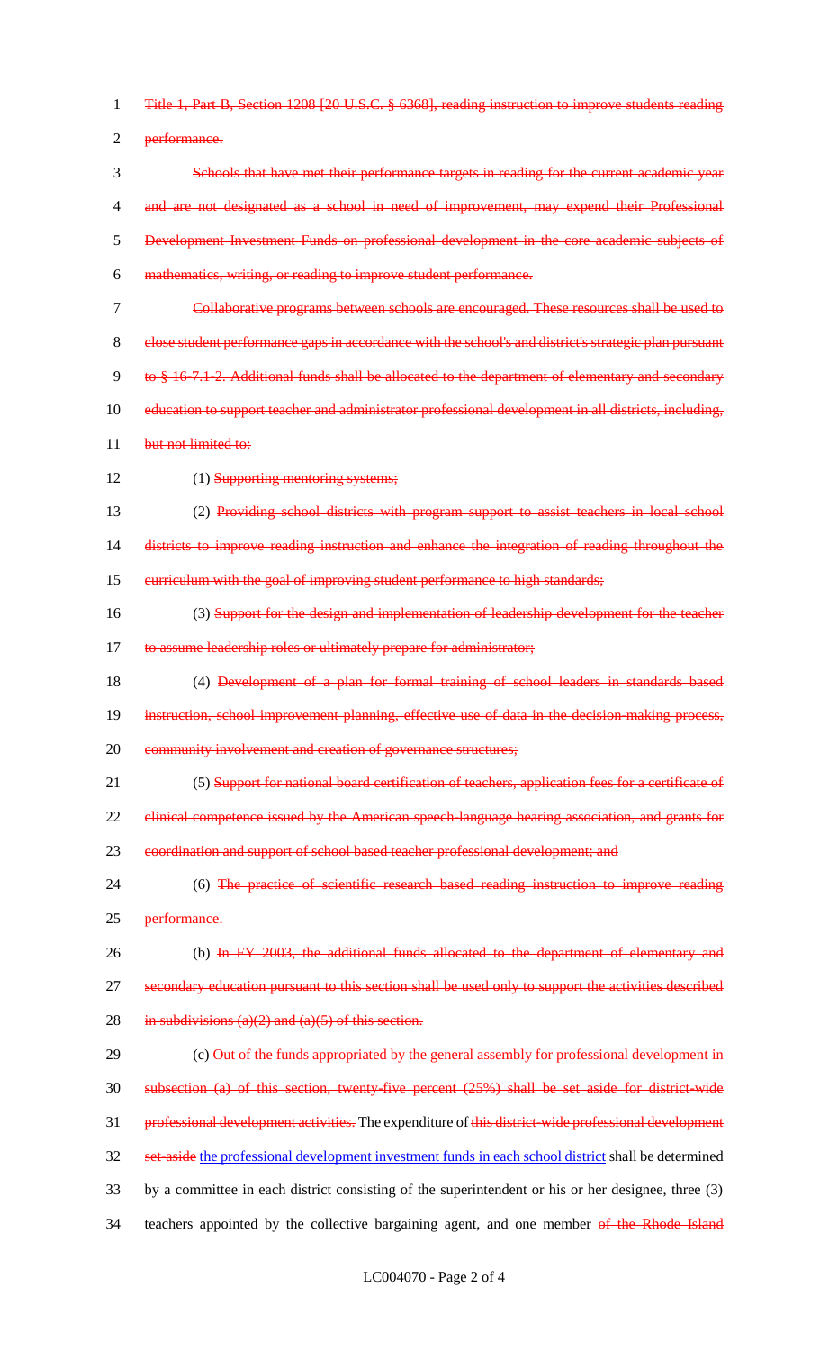~~Title 1, Part B, Section 1208 [20 U.S.C. § 6368], reading instruction to improve students reading performance.~~

~~Schools that have met their performance targets in reading for the current academic year and are not designated as a school in need of improvement, may expend their Professional Development Investment Funds on professional development in the core academic subjects of mathematics, writing, or reading to improve student performance.~~

~~Collaborative programs between schools are encouraged. These resources shall be used to close student performance gaps in accordance with the school's and district's strategic plan pursuant to § 16-7.1-2. Additional funds shall be allocated to the department of elementary and secondary education to support teacher and administrator professional development in all districts, including, but not limited to:~~

(1) ~~Supporting mentoring systems;~~

(2) ~~Providing school districts with program support to assist teachers in local school districts to improve reading instruction and enhance the integration of reading throughout the curriculum with the goal of improving student performance to high standards;~~

(3) ~~Support for the design and implementation of leadership development for the teacher to assume leadership roles or ultimately prepare for administrator;~~

(4) ~~Development of a plan for formal training of school leaders in standards based instruction, school improvement planning, effective use of data in the decision-making process, community involvement and creation of governance structures;~~

(5) ~~Support for national board certification of teachers, application fees for a certificate of clinical competence issued by the American speech-language hearing association, and grants for coordination and support of school based teacher professional development; and~~

(6) ~~The practice of scientific research based reading instruction to improve reading performance.~~

(b) ~~In FY 2003, the additional funds allocated to the department of elementary and secondary education pursuant to this section shall be used only to support the activities described in subdivisions (a)(2) and (a)(5) of this section.~~

(c) ~~Out of the funds appropriated by the general assembly for professional development in subsection (a) of this section, twenty-five percent (25%) shall be set aside for district-wide professional development activities.~~ The expenditure of ~~this district-wide professional development set-aside~~ <u>the professional development investment funds in each school district</u> shall be determined by a committee in each district consisting of the superintendent or his or her designee, three (3) teachers appointed by the collective bargaining agent, and one member ~~of the Rhode Island~~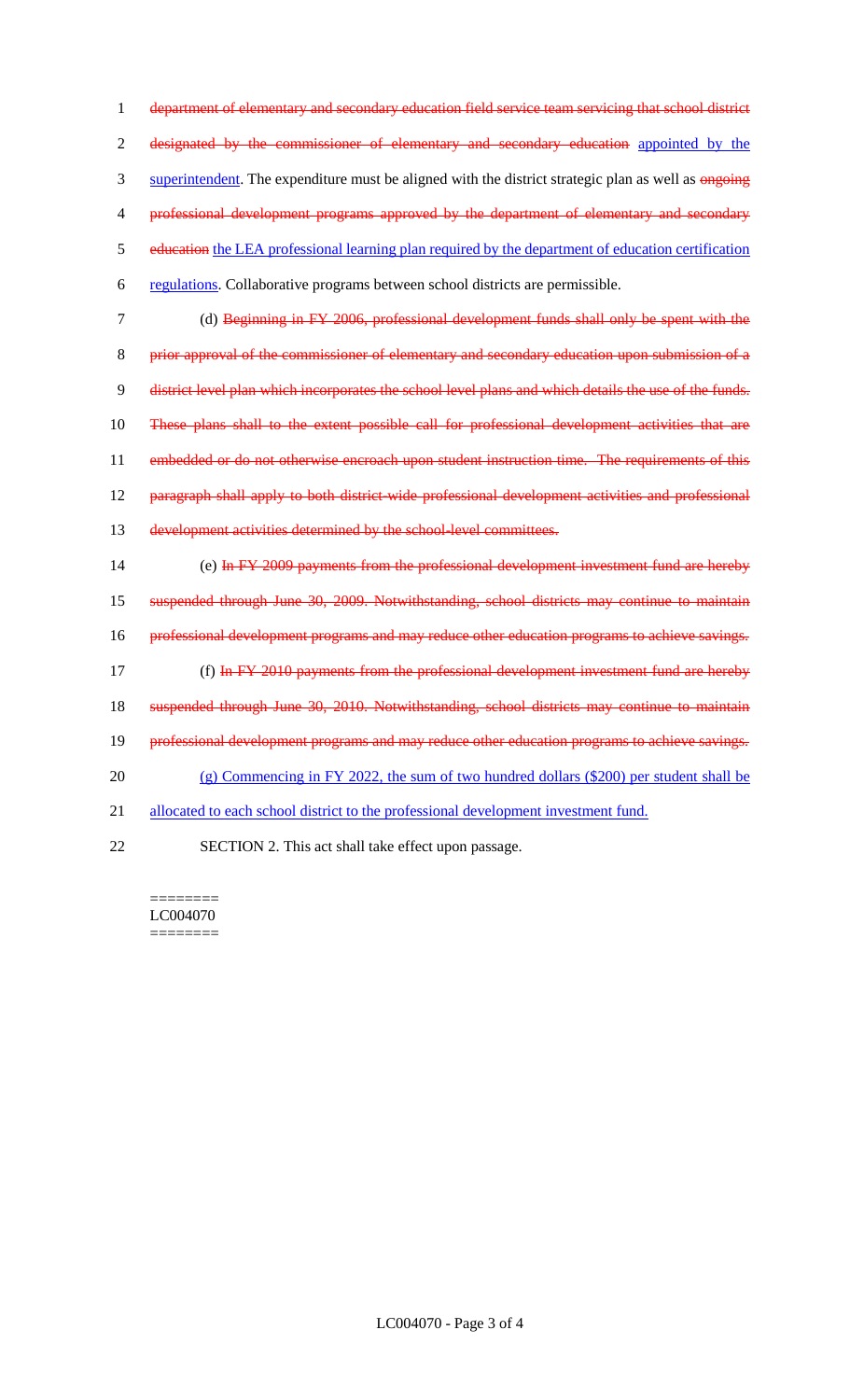1 ~~department of elementary and secondary education field service team servicing that school district~~
2 ~~designated by the commissioner of elementary and secondary education~~ <u>appointed by the</u>
3 <u>superintendent</u>. The expenditure must be aligned with the district strategic plan as well as ~~ongoing~~
4 ~~professional development programs approved by the department of elementary and secondary~~
5 ~~education~~ <u>the LEA professional learning plan required by the department of education certification</u>
6 <u>regulations</u>. Collaborative programs between school districts are permissible.

7 (d) ~~Beginning in FY 2006, professional development funds shall only be spent with the~~
8 ~~prior approval of the commissioner of elementary and secondary education upon submission of a~~
9 ~~district level plan which incorporates the school level plans and which details the use of the funds.~~
10 ~~These plans shall to the extent possible call for professional development activities that are~~
11 ~~embedded or do not otherwise encroach upon student instruction time. The requirements of this~~
12 ~~paragraph shall apply to both district-wide professional development activities and professional~~
13 ~~development activities determined by the school-level committees.~~

14 (e) ~~In FY 2009 payments from the professional development investment fund are hereby~~
15 ~~suspended through June 30, 2009. Notwithstanding, school districts may continue to maintain~~
16 ~~professional development programs and may reduce other education programs to achieve savings.~~

17 (f) ~~In FY 2010 payments from the professional development investment fund are hereby~~
18 ~~suspended through June 30, 2010. Notwithstanding, school districts may continue to maintain~~
19 ~~professional development programs and may reduce other education programs to achieve savings.~~

20 <u>(g) Commencing in FY 2022, the sum of two hundred dollars ($200) per student shall be</u>
21 <u>allocated to each school district to the professional development investment fund.</u>

22 SECTION 2. This act shall take effect upon passage.

========
LC004070
========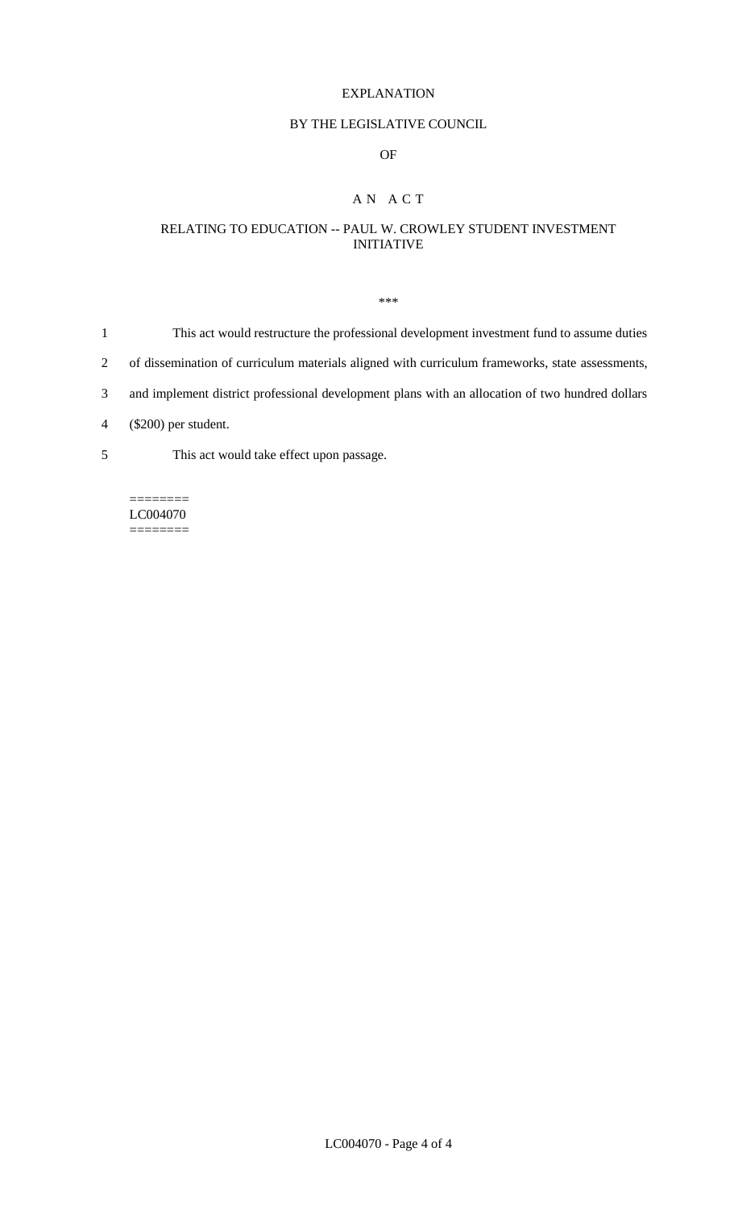EXPLANATION

BY THE LEGISLATIVE COUNCIL

OF

A N A C T

RELATING TO EDUCATION -- PAUL W. CROWLEY STUDENT INVESTMENT INITIATIVE

\*\*\*

1 This act would restructure the professional development investment fund to assume duties
2 of dissemination of curriculum materials aligned with curriculum frameworks, state assessments,
3 and implement district professional development plans with an allocation of two hundred dollars
4 ($200) per student.
5 This act would take effect upon passage.

========
LC004070
========